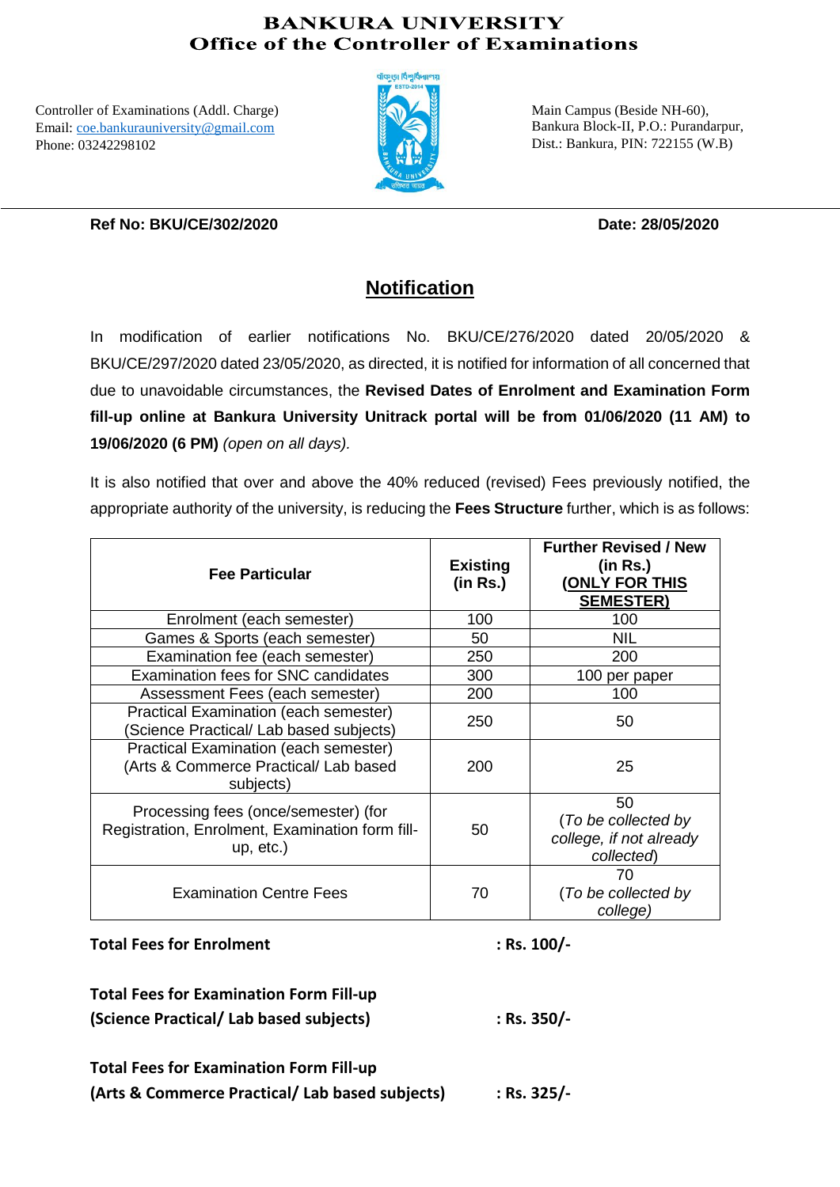# BANKURA UNIVERSITY
## Office of the Controller of Examinations

Controller of Examinations (Addl. Charge)
Email: coe.bankurauniversity@gmail.com
Phone: 03242298102

Main Campus (Beside NH-60),
Bankura Block-II, P.O.: Purandarpur,
Dist.: Bankura, PIN: 722155 (W.B)

**Ref No: BKU/CE/302/2020** **Date: 28/05/2020**

## Notification

In modification of earlier notifications No. BKU/CE/276/2020 dated 20/05/2020 & BKU/CE/297/2020 dated 23/05/2020, as directed, it is notified for information of all concerned that due to unavoidable circumstances, the **Revised Dates of Enrolment and Examination Form fill-up online at Bankura University Unitrack portal will be from 01/06/2020 (11 AM) to 19/06/2020 (6 PM)** *(open on all days).*

It is also notified that over and above the 40% reduced (revised) Fees previously notified, the appropriate authority of the university, is reducing the **Fees Structure** further, which is as follows:

| Fee Particular | Existing (in Rs.) | Further Revised / New (in Rs.) (ONLY FOR THIS SEMESTER) |
|---|---|---|
| Enrolment (each semester) | 100 | 100 |
| Games & Sports (each semester) | 50 | NIL |
| Examination fee (each semester) | 250 | 200 |
| Examination fees for SNC candidates | 300 | 100 per paper |
| Assessment Fees (each semester) | 200 | 100 |
| Practical Examination (each semester) (Science Practical/ Lab based subjects) | 250 | 50 |
| Practical Examination (each semester) (Arts & Commerce Practical/ Lab based subjects) | 200 | 25 |
| Processing fees (once/semester) (for Registration, Enrolment, Examination form fill-up, etc.) | 50 | 50 (*To be collected by college, if not already collected*) |
| Examination Centre Fees | 70 | 70 (*To be collected by college)* |

**Total Fees for Enrolment** **: Rs. 100/-**

**Total Fees for Examination Form Fill-up (Science Practical/ Lab based subjects)** **: Rs. 350/-**

**Total Fees for Examination Form Fill-up (Arts & Commerce Practical/ Lab based subjects)** **: Rs. 325/-**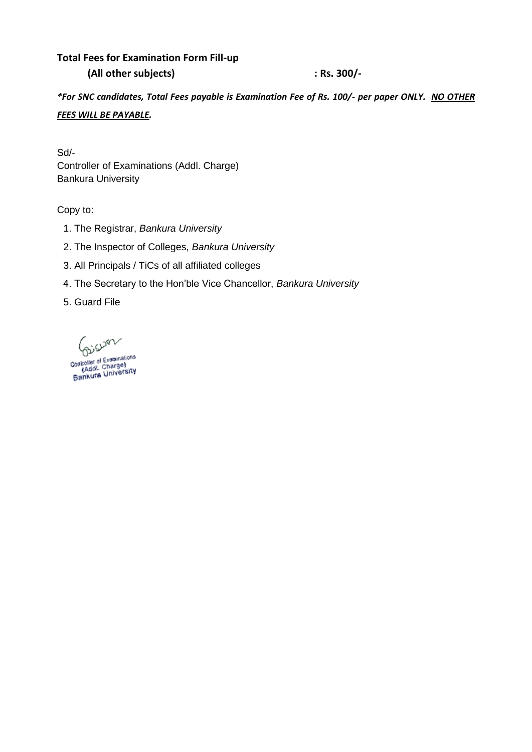**Total Fees for Examination Form Fill-up**
**(All other subjects) : Rs. 300/-**

***For SNC candidates, Total Fees payable is Examination Fee of Rs. 100/- per paper ONLY. <u>NO OTHER FEES WILL BE PAYABLE</u>.***

Sd/-
Controller of Examinations (Addl. Charge)
Bankura University

Copy to:

1. The Registrar, *Bankura University*
2. The Inspector of Colleges, *Bankura University*
3. All Principals / TiCs of all affiliated colleges
4. The Secretary to the Hon'ble Vice Chancellor, *Bankura University*
5. Guard File

Controller of Examinations
(Addl. Charge)
Bankura University